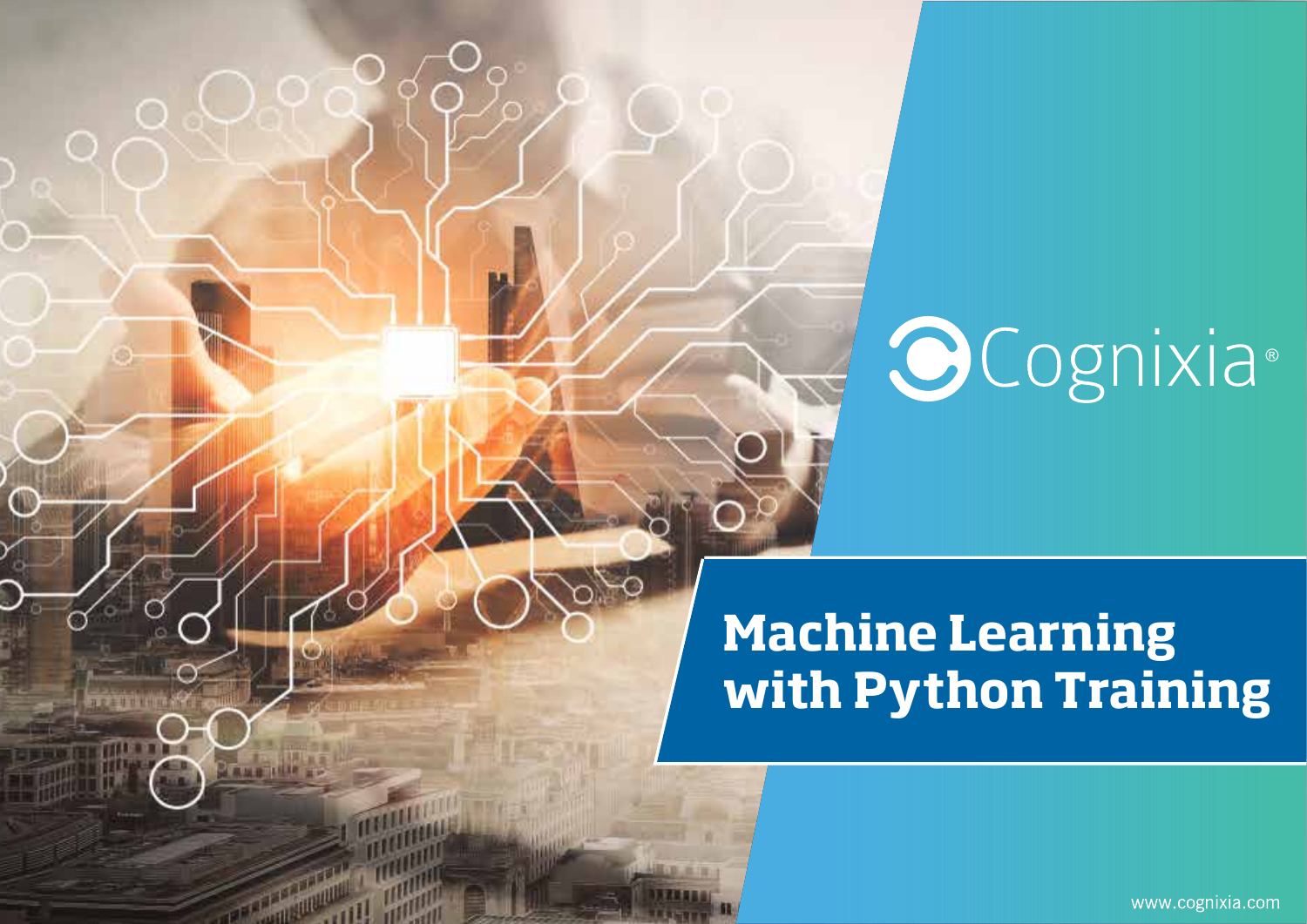Cognixia®

# Machine Learning with Python Training

www.cognixia.com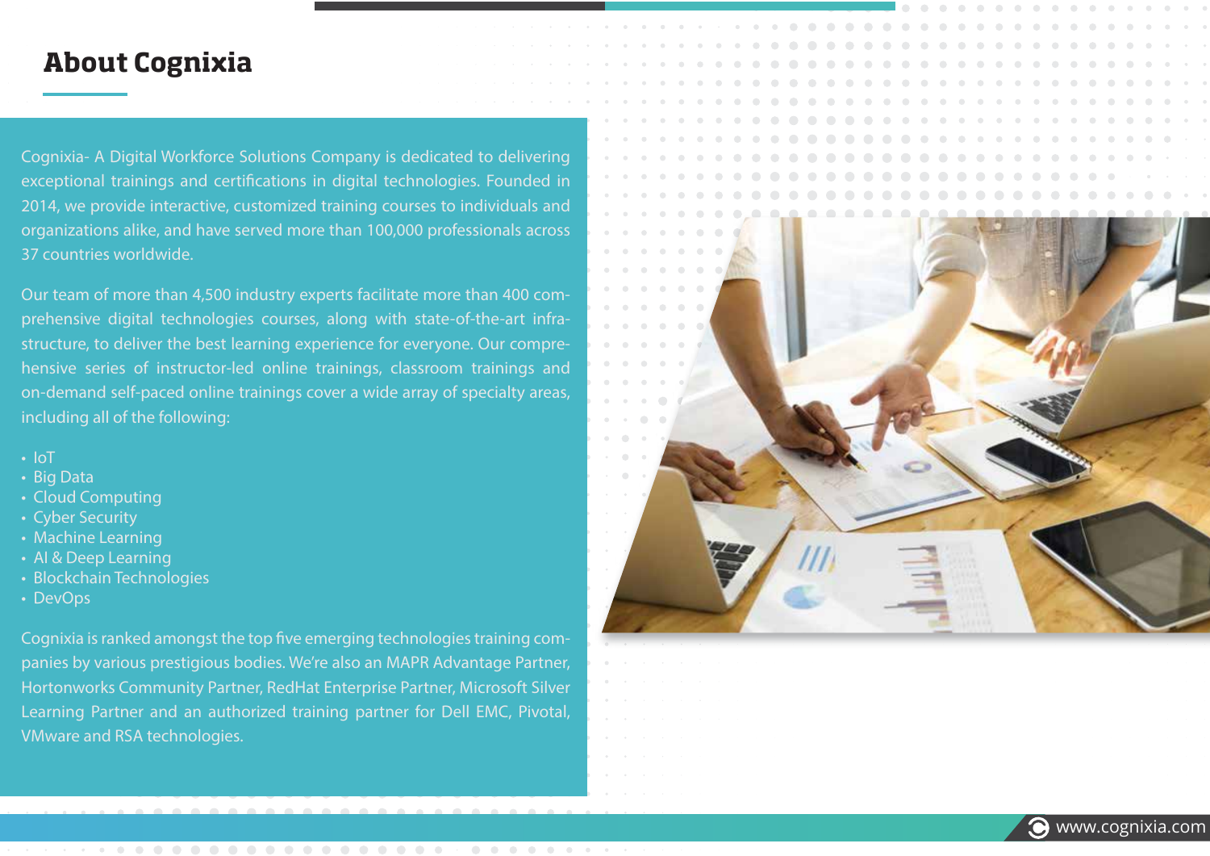# About Cognixia

Cognixia- A Digital Workforce Solutions Company is dedicated to delivering exceptional trainings and certifications in digital technologies. Founded in 2014, we provide interactive, customized training courses to individuals and organizations alike, and have served more than 100,000 professionals across 37 countries worldwide.

Our team of more than 4,500 industry experts facilitate more than 400 comprehensive digital technologies courses, along with state-of-the-art infrastructure, to deliver the best learning experience for everyone. Our comprehensive series of instructor-led online trainings, classroom trainings and on-demand self-paced online trainings cover a wide array of specialty areas, including all of the following:

- IoT
- Big Data
- Cloud Computing
- Cyber Security
- Machine Learning
- AI & Deep Learning
- Blockchain Technologies
- DevOps

Cognixia is ranked amongst the top five emerging technologies training companies by various prestigious bodies. We're also an MAPR Advantage Partner, Hortonworks Community Partner, RedHat Enterprise Partner, Microsoft Silver Learning Partner and an authorized training partner for Dell EMC, Pivotal, VMware and RSA technologies.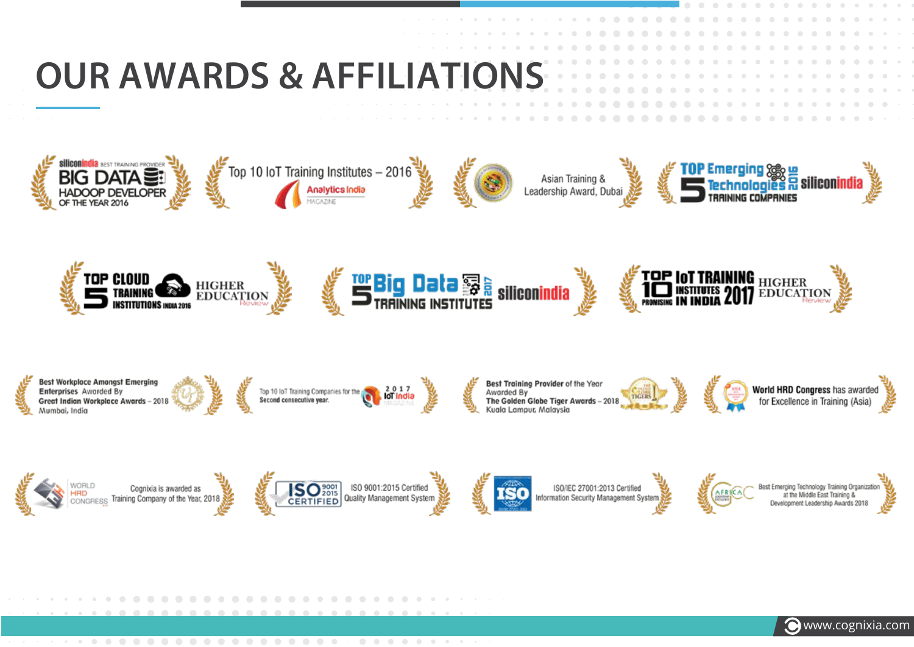# OUR AWARDS & AFFILIATIONS

siliconindia BEST TRAINING PROVIDER BIG DATA HADOOP DEVELOPER OF THE YEAR 2016

Top 10 IoT Training Institutes – 2016 Analytics India MAGAZINE

Asian Training & Leadership Award, Dubai

TOP Emerging 5 Technologies TRAINING COMPANIES 2016 siliconindia

TOP CLOUD 5 TRAINING INSTITUTIONS INDIA 2016 HIGHER EDUCATION Review

TOP 5 Big Data TRAINING INSTITUTES 2017 siliconindia

TOP 10 PROMISING IoT TRAINING INSTITUTES IN INDIA 2017 HIGHER EDUCATION Review

Best Workplace Amongst Emerging Enterprises Awarded By Great Indian Workplace Awards – 2018 Mumbai, India

Top 10 IoT Training Companies for the Second consecutive year. 2017 IoT India MAGAZINE

Best Training Provider of the Year Awarded By The Golden Globe Tiger Awards – 2018 Kuala Lampur, Malaysia

World HRD Congress has awarded for Excellence in Training (Asia)

WORLD HRD CONGRESS Cognixia is awarded as Training Company of the Year, 2018

ISO 9001 2015 CERTIFIED ISO 9001:2015 Certified Quality Management System

ISO ISO/IEC 27001:2013 Certified Information Security Management System

AFRICA Best Emerging Technology Training Organization at the Middle East Training & Development Leadership Awards 2018

www.cognixia.com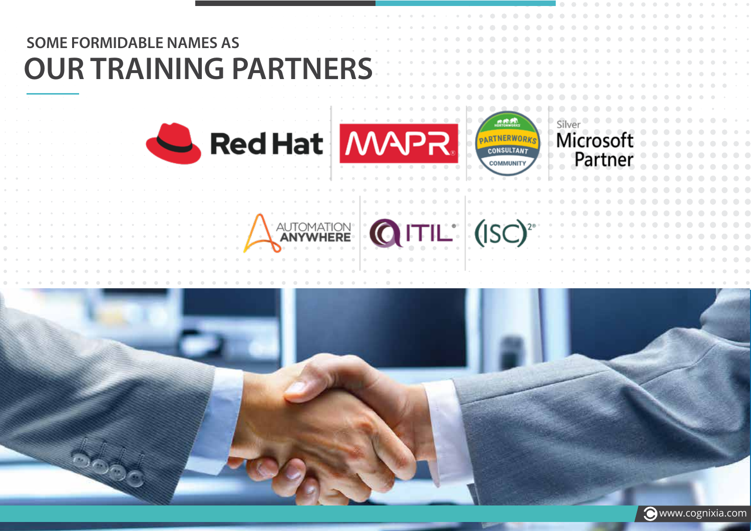SOME FORMIDABLE NAMES AS

# OUR TRAINING PARTNERS

Red Hat

MAPR

HORTONWORKS PARTNERWORKS CONSULTANT COMMUNITY

Silver Microsoft Partner

AUTOMATION ANYWHERE

ITIL

(ISC)²

www.cognixia.com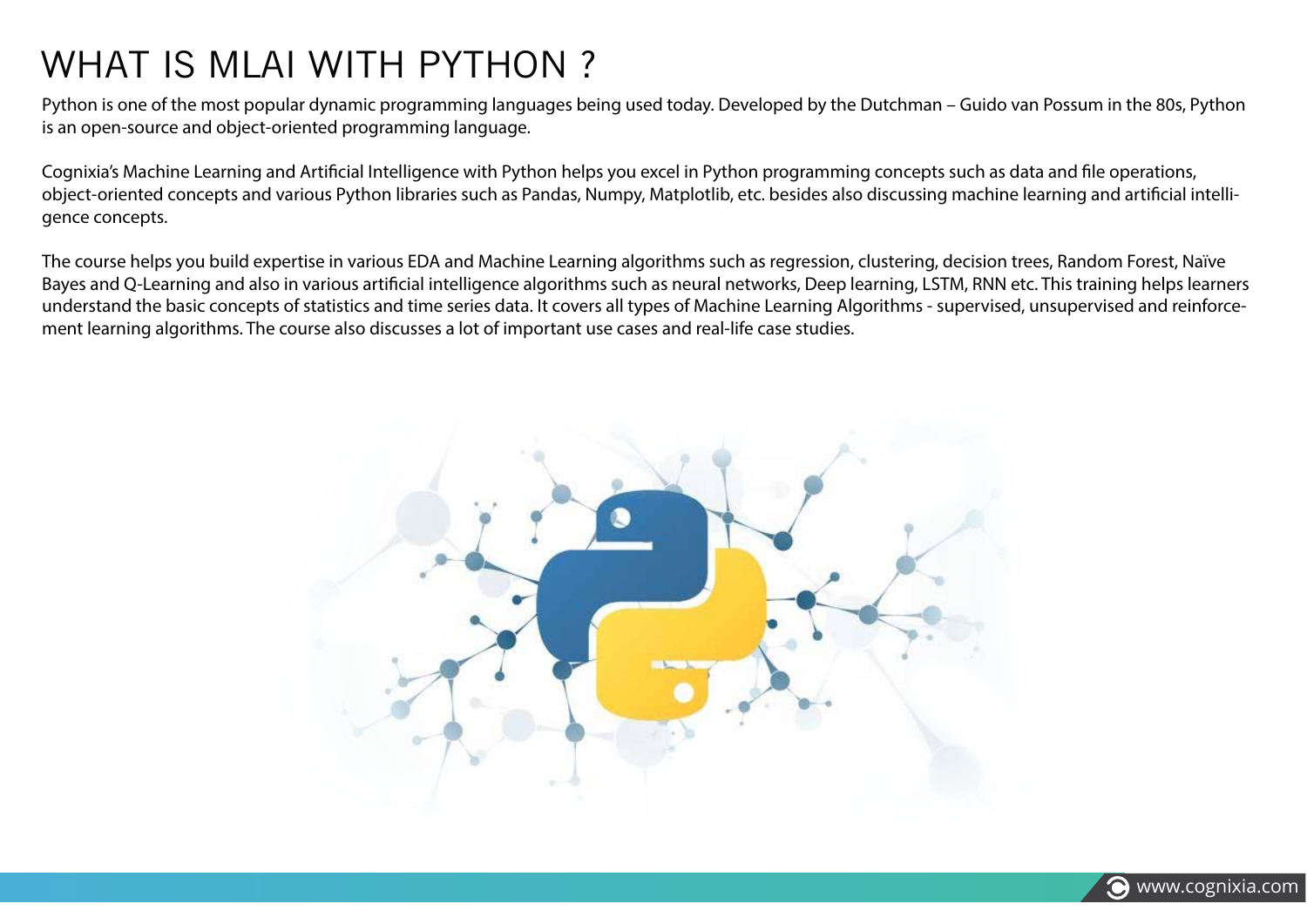# WHAT IS MLAI WITH PYTHON ?

Python is one of the most popular dynamic programming languages being used today. Developed by the Dutchman – Guido van Possum in the 80s, Python is an open-source and object-oriented programming language.

Cognixia's Machine Learning and Artificial Intelligence with Python helps you excel in Python programming concepts such as data and file operations, object-oriented concepts and various Python libraries such as Pandas, Numpy, Matplotlib, etc. besides also discussing machine learning and artificial intelligence concepts.

The course helps you build expertise in various EDA and Machine Learning algorithms such as regression, clustering, decision trees, Random Forest, Naïve Bayes and Q-Learning and also in various artificial intelligence algorithms such as neural networks, Deep learning, LSTM, RNN etc. This training helps learners understand the basic concepts of statistics and time series data. It covers all types of Machine Learning Algorithms - supervised, unsupervised and reinforcement learning algorithms. The course also discusses a lot of important use cases and real-life case studies.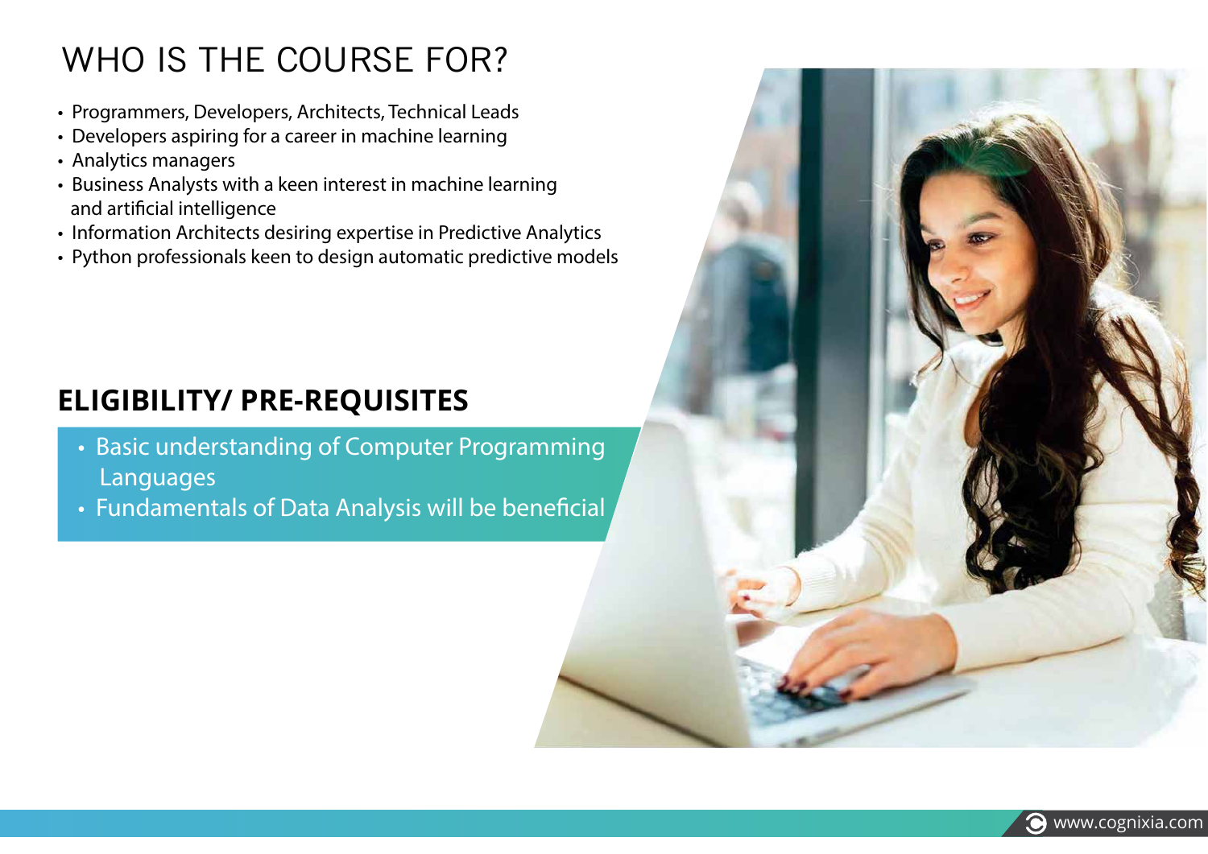# WHO IS THE COURSE FOR?

- Programmers, Developers, Architects, Technical Leads
- Developers aspiring for a career in machine learning
- Analytics managers
- Business Analysts with a keen interest in machine learning and artificial intelligence
- Information Architects desiring expertise in Predictive Analytics
- Python professionals keen to design automatic predictive models

## ELIGIBILITY/ PRE-REQUISITES

- Basic understanding of Computer Programming Languages
- Fundamentals of Data Analysis will be beneficial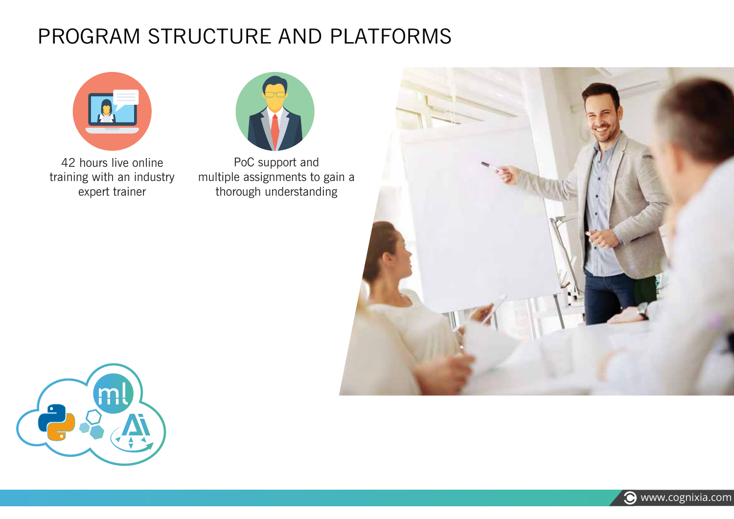# PROGRAM STRUCTURE AND PLATFORMS

42 hours live online training with an industry expert trainer

PoC support and multiple assignments to gain a thorough understanding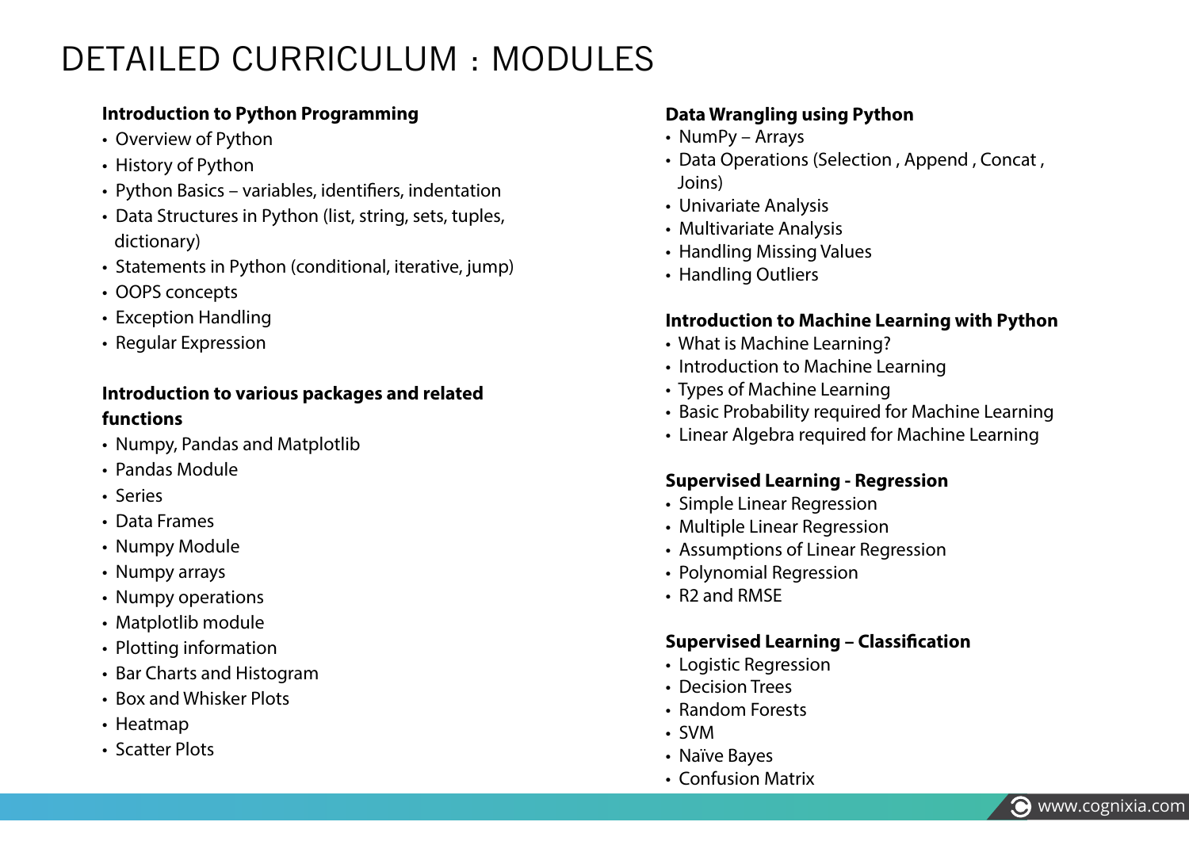# DETAILED CURRICULUM : MODULES

**Introduction to Python Programming**

- Overview of Python
- History of Python
- Python Basics – variables, identifiers, indentation
- Data Structures in Python (list, string, sets, tuples, dictionary)
- Statements in Python (conditional, iterative, jump)
- OOPS concepts
- Exception Handling
- Regular Expression

**Introduction to various packages and related functions**

- Numpy, Pandas and Matplotlib
- Pandas Module
- Series
- Data Frames
- Numpy Module
- Numpy arrays
- Numpy operations
- Matplotlib module
- Plotting information
- Bar Charts and Histogram
- Box and Whisker Plots
- Heatmap
- Scatter Plots

**Data Wrangling using Python**

- NumPy – Arrays
- Data Operations (Selection , Append , Concat , Joins)
- Univariate Analysis
- Multivariate Analysis
- Handling Missing Values
- Handling Outliers

**Introduction to Machine Learning with Python**

- What is Machine Learning?
- Introduction to Machine Learning
- Types of Machine Learning
- Basic Probability required for Machine Learning
- Linear Algebra required for Machine Learning

**Supervised Learning - Regression**

- Simple Linear Regression
- Multiple Linear Regression
- Assumptions of Linear Regression
- Polynomial Regression
- R2 and RMSE

**Supervised Learning – Classification**

- Logistic Regression
- Decision Trees
- Random Forests
- SVM
- Naïve Bayes
- Confusion Matrix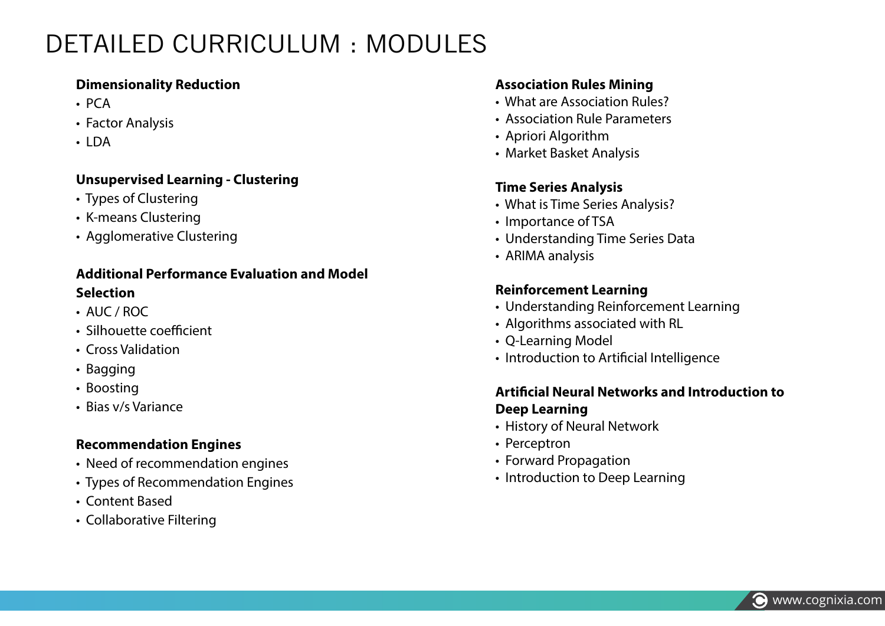# DETAILED CURRICULUM : MODULES

### Dimensionality Reduction

- PCA
- Factor Analysis
- LDA

### Unsupervised Learning - Clustering

- Types of Clustering
- K-means Clustering
- Agglomerative Clustering

### Additional Performance Evaluation and Model Selection

- AUC / ROC
- Silhouette coefficient
- Cross Validation
- Bagging
- Boosting
- Bias v/s Variance

### Recommendation Engines

- Need of recommendation engines
- Types of Recommendation Engines
- Content Based
- Collaborative Filtering

### Association Rules Mining

- What are Association Rules?
- Association Rule Parameters
- Apriori Algorithm
- Market Basket Analysis

### Time Series Analysis

- What is Time Series Analysis?
- Importance of TSA
- Understanding Time Series Data
- ARIMA analysis

### Reinforcement Learning

- Understanding Reinforcement Learning
- Algorithms associated with RL
- Q-Learning Model
- Introduction to Artificial Intelligence

### Artificial Neural Networks and Introduction to Deep Learning

- History of Neural Network
- Perceptron
- Forward Propagation
- Introduction to Deep Learning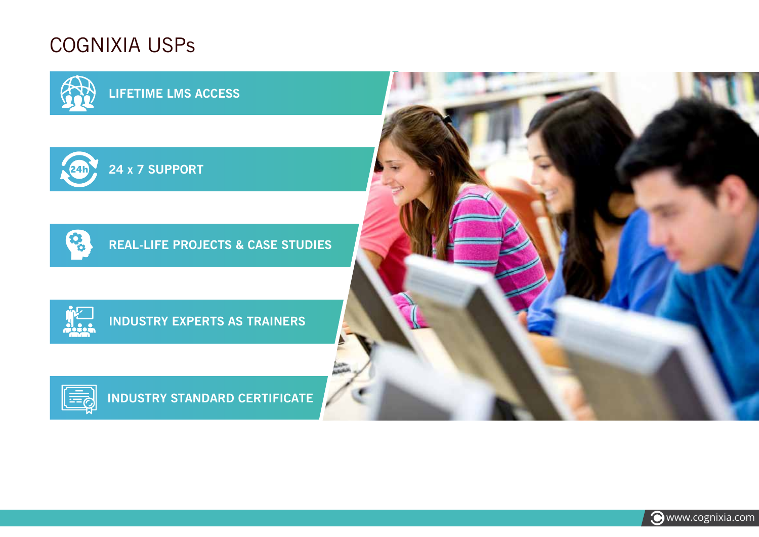# COGNIXIA USPs

- LIFETIME LMS ACCESS
- 24 x 7 SUPPORT
- REAL-LIFE PROJECTS & CASE STUDIES
- INDUSTRY EXPERTS AS TRAINERS
- INDUSTRY STANDARD CERTIFICATE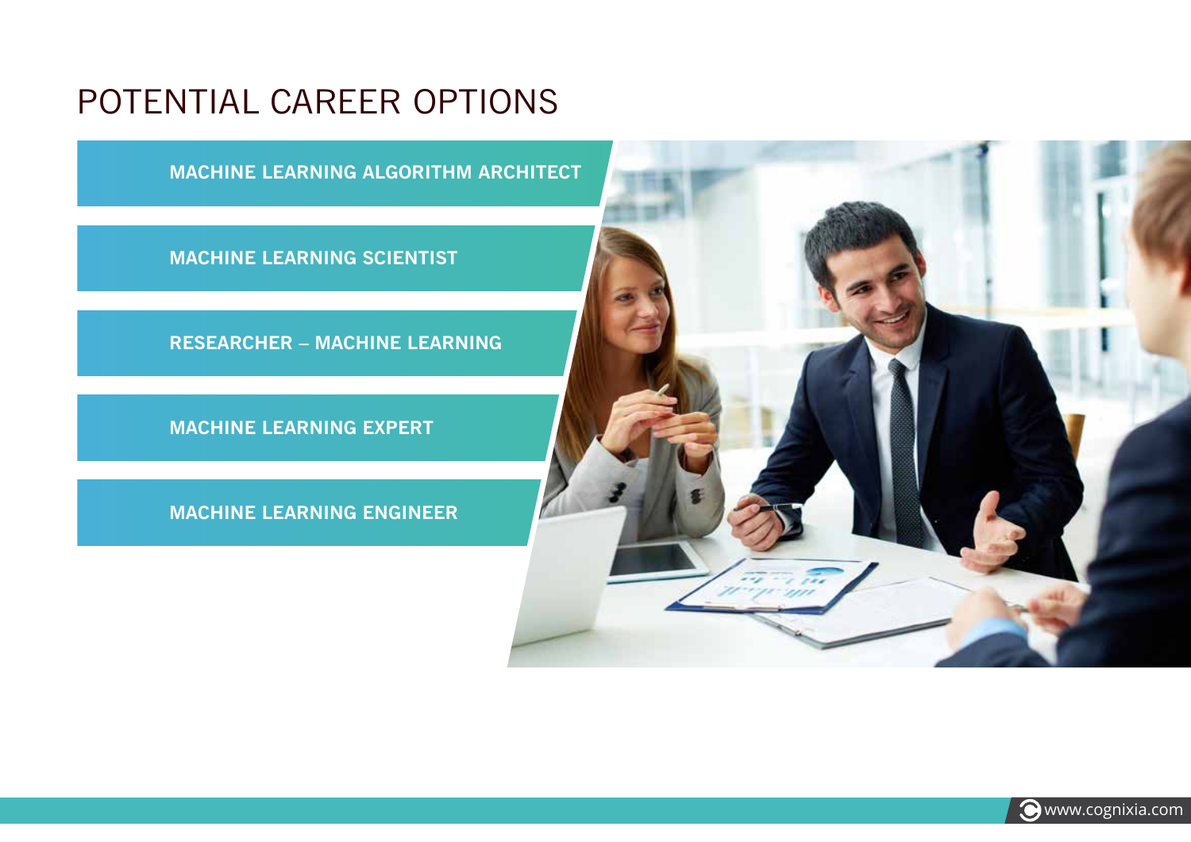# POTENTIAL CAREER OPTIONS

- MACHINE LEARNING ALGORITHM ARCHITECT
- MACHINE LEARNING SCIENTIST
- RESEARCHER – MACHINE LEARNING
- MACHINE LEARNING EXPERT
- MACHINE LEARNING ENGINEER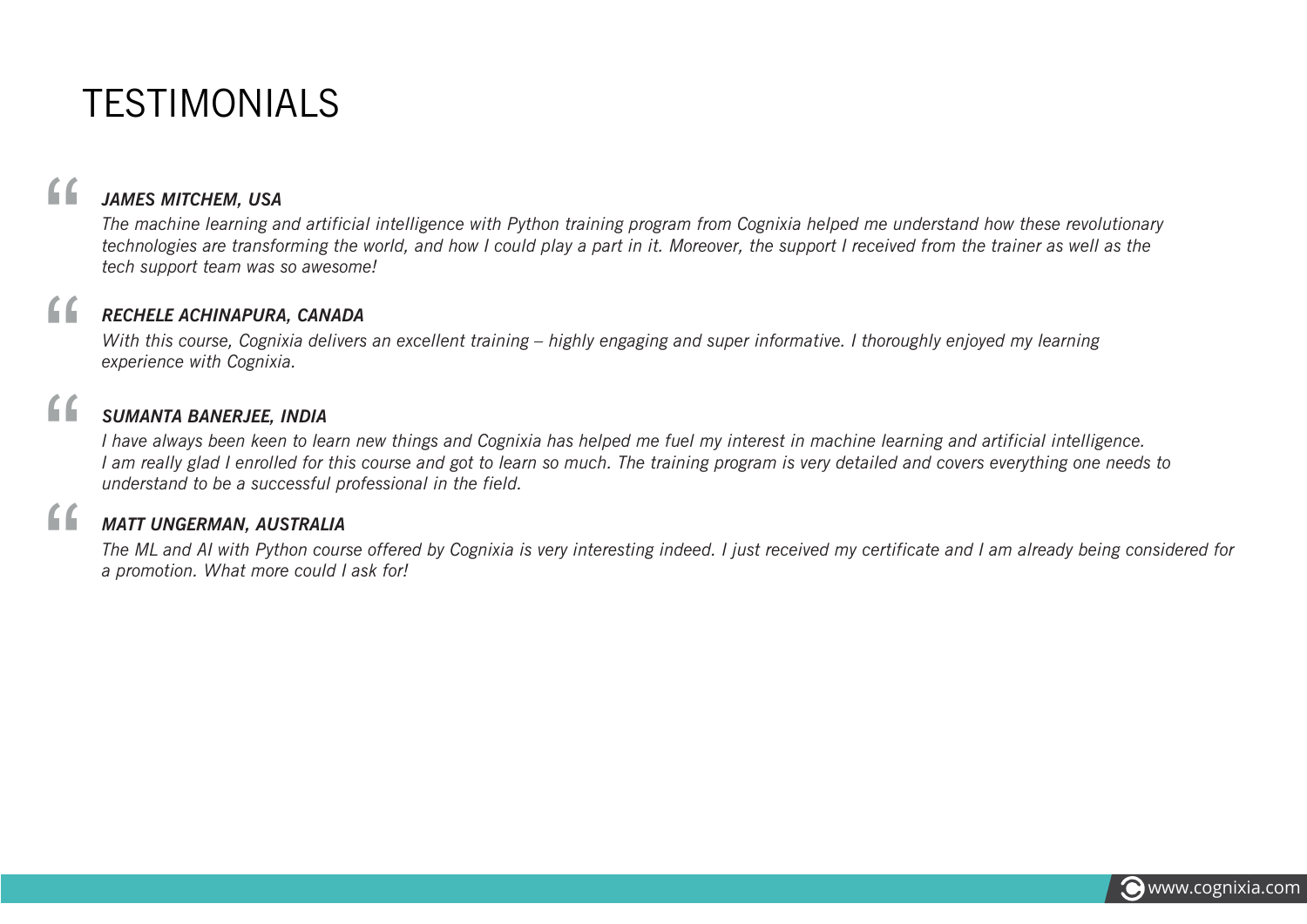# TESTIMONIALS

> ***JAMES MITCHEM, USA***
>
> *The machine learning and artificial intelligence with Python training program from Cognixia helped me understand how these revolutionary technologies are transforming the world, and how I could play a part in it. Moreover, the support I received from the trainer as well as the tech support team was so awesome!*

> ***RECHELE ACHINAPURA, CANADA***
>
> *With this course, Cognixia delivers an excellent training – highly engaging and super informative. I thoroughly enjoyed my learning experience with Cognixia.*

> ***SUMANTA BANERJEE, INDIA***
>
> *I have always been keen to learn new things and Cognixia has helped me fuel my interest in machine learning and artificial intelligence. I am really glad I enrolled for this course and got to learn so much. The training program is very detailed and covers everything one needs to understand to be a successful professional in the field.*

> ***MATT UNGERMAN, AUSTRALIA***
>
> *The ML and AI with Python course offered by Cognixia is very interesting indeed. I just received my certificate and I am already being considered for a promotion. What more could I ask for!*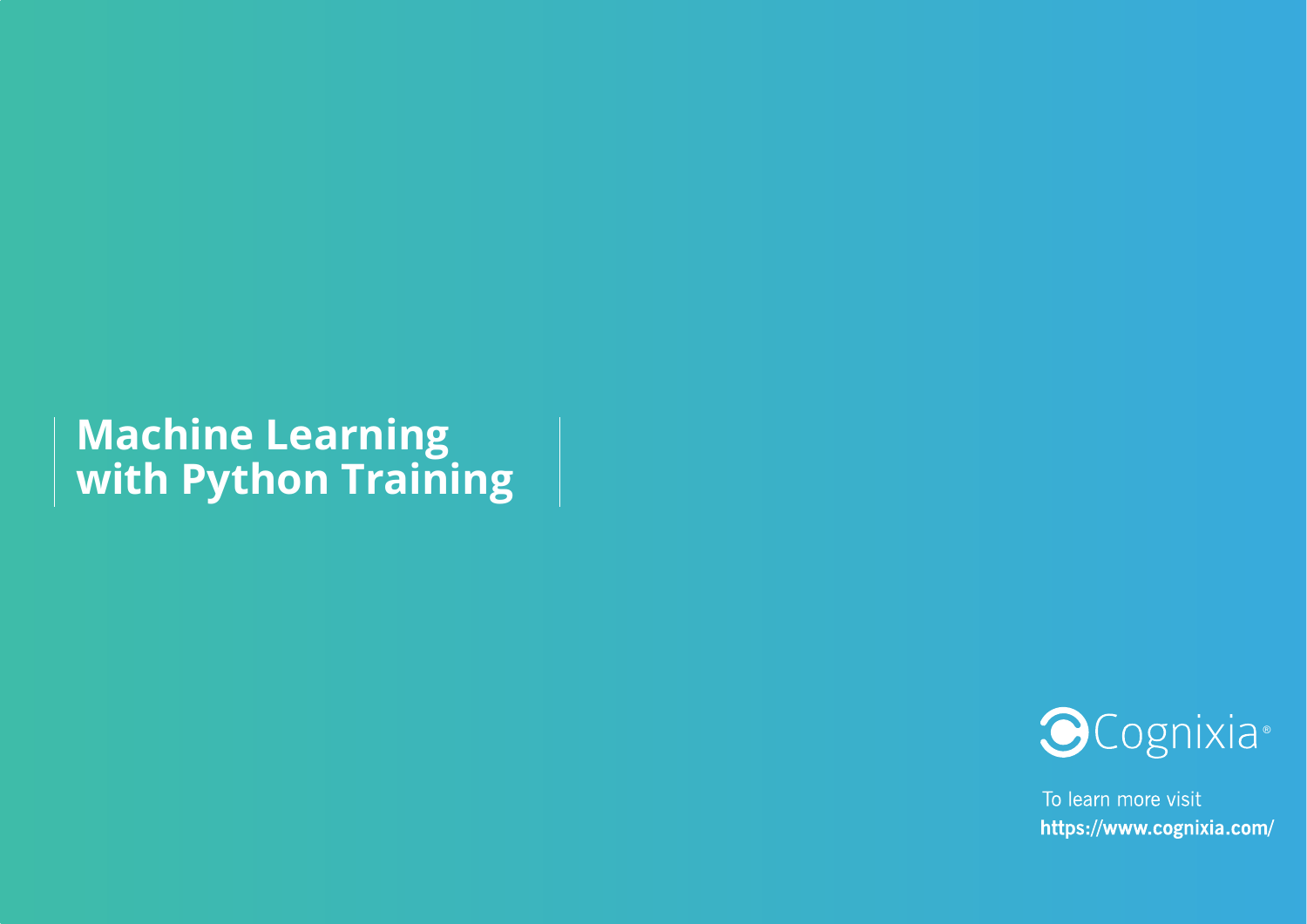# Machine Learning with Python Training

Cognixia®

To learn more visit
**https://www.cognixia.com/**